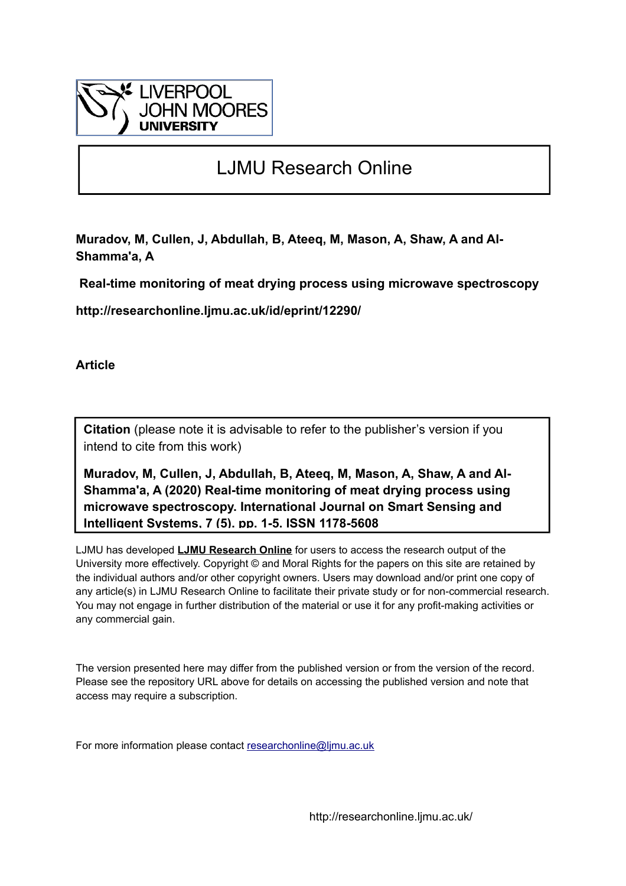LIVERPOOL JOHN MOORES UNIVERSITY

# LJMU Research Online

**Muradov, M, Cullen, J, Abdullah, B, Ateeq, M, Mason, A, Shaw, A and Al-Shamma'a, A**

**Real-time monitoring of meat drying process using microwave spectroscopy**

**http://researchonline.ljmu.ac.uk/id/eprint/12290/**

**Article**

**Citation** (please note it is advisable to refer to the publisher's version if you intend to cite from this work)

**Muradov, M, Cullen, J, Abdullah, B, Ateeq, M, Mason, A, Shaw, A and Al-Shamma'a, A (2020) Real-time monitoring of meat drying process using microwave spectroscopy. International Journal on Smart Sensing and Intelligent Systems, 7 (5). pp. 1-5. ISSN 1178-5608**

LJMU has developed **LJMU Research Online** for users to access the research output of the University more effectively. Copyright © and Moral Rights for the papers on this site are retained by the individual authors and/or other copyright owners. Users may download and/or print one copy of any article(s) in LJMU Research Online to facilitate their private study or for non-commercial research. You may not engage in further distribution of the material or use it for any profit-making activities or any commercial gain.

The version presented here may differ from the published version or from the version of the record. Please see the repository URL above for details on accessing the published version and note that access may require a subscription.

For more information please contact researchonline@ljmu.ac.uk

http://researchonline.ljmu.ac.uk/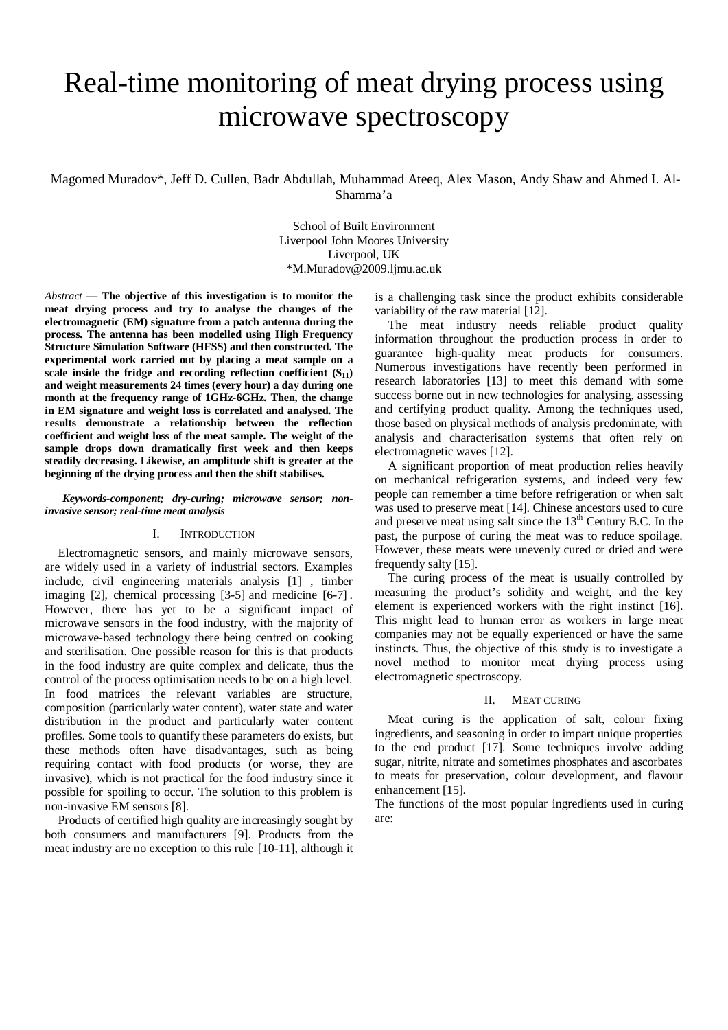# Real-time monitoring of meat drying process using microwave spectroscopy

Magomed Muradov*, Jeff D. Cullen, Badr Abdullah, Muhammad Ateeq, Alex Mason, Andy Shaw and Ahmed I. Al-Shamma'a

School of Built Environment
Liverpool John Moores University
Liverpool, UK
*M.Muradov@2009.ljmu.ac.uk

*Abstract* **— The objective of this investigation is to monitor the meat drying process and try to analyse the changes of the electromagnetic (EM) signature from a patch antenna during the process. The antenna has been modelled using High Frequency Structure Simulation Software (HFSS) and then constructed. The experimental work carried out by placing a meat sample on a scale inside the fridge and recording reflection coefficient ($S_{11}$) and weight measurements 24 times (every hour) a day during one month at the frequency range of 1GHz-6GHz. Then, the change in EM signature and weight loss is correlated and analysed. The results demonstrate a relationship between the reflection coefficient and weight loss of the meat sample. The weight of the sample drops down dramatically first week and then keeps steadily decreasing. Likewise, an amplitude shift is greater at the beginning of the drying process and then the shift stabilises.**

***Keywords-component; dry-curing; microwave sensor; non-invasive sensor; real-time meat analysis***

## I. Introduction

Electromagnetic sensors, and mainly microwave sensors, are widely used in a variety of industrial sectors. Examples include, civil engineering materials analysis [1] , timber imaging [2], chemical processing [3-5] and medicine [6-7] . However, there has yet to be a significant impact of microwave sensors in the food industry, with the majority of microwave-based technology there being centred on cooking and sterilisation. One possible reason for this is that products in the food industry are quite complex and delicate, thus the control of the process optimisation needs to be on a high level. In food matrices the relevant variables are structure, composition (particularly water content), water state and water distribution in the product and particularly water content profiles. Some tools to quantify these parameters do exists, but these methods often have disadvantages, such as being requiring contact with food products (or worse, they are invasive), which is not practical for the food industry since it possible for spoiling to occur. The solution to this problem is non-invasive EM sensors [8].

Products of certified high quality are increasingly sought by both consumers and manufacturers [9]. Products from the meat industry are no exception to this rule [10-11], although it is a challenging task since the product exhibits considerable variability of the raw material [12].

The meat industry needs reliable product quality information throughout the production process in order to guarantee high-quality meat products for consumers. Numerous investigations have recently been performed in research laboratories [13] to meet this demand with some success borne out in new technologies for analysing, assessing and certifying product quality. Among the techniques used, those based on physical methods of analysis predominate, with analysis and characterisation systems that often rely on electromagnetic waves [12].

A significant proportion of meat production relies heavily on mechanical refrigeration systems, and indeed very few people can remember a time before refrigeration or when salt was used to preserve meat [14]. Chinese ancestors used to cure and preserve meat using salt since the 13th Century B.C. In the past, the purpose of curing the meat was to reduce spoilage. However, these meats were unevenly cured or dried and were frequently salty [15].

The curing process of the meat is usually controlled by measuring the product's solidity and weight, and the key element is experienced workers with the right instinct [16]. This might lead to human error as workers in large meat companies may not be equally experienced or have the same instincts. Thus, the objective of this study is to investigate a novel method to monitor meat drying process using electromagnetic spectroscopy.

## II. Meat curing

Meat curing is the application of salt, colour fixing ingredients, and seasoning in order to impart unique properties to the end product [17]. Some techniques involve adding sugar, nitrite, nitrate and sometimes phosphates and ascorbates to meats for preservation, colour development, and flavour enhancement [15].

The functions of the most popular ingredients used in curing are: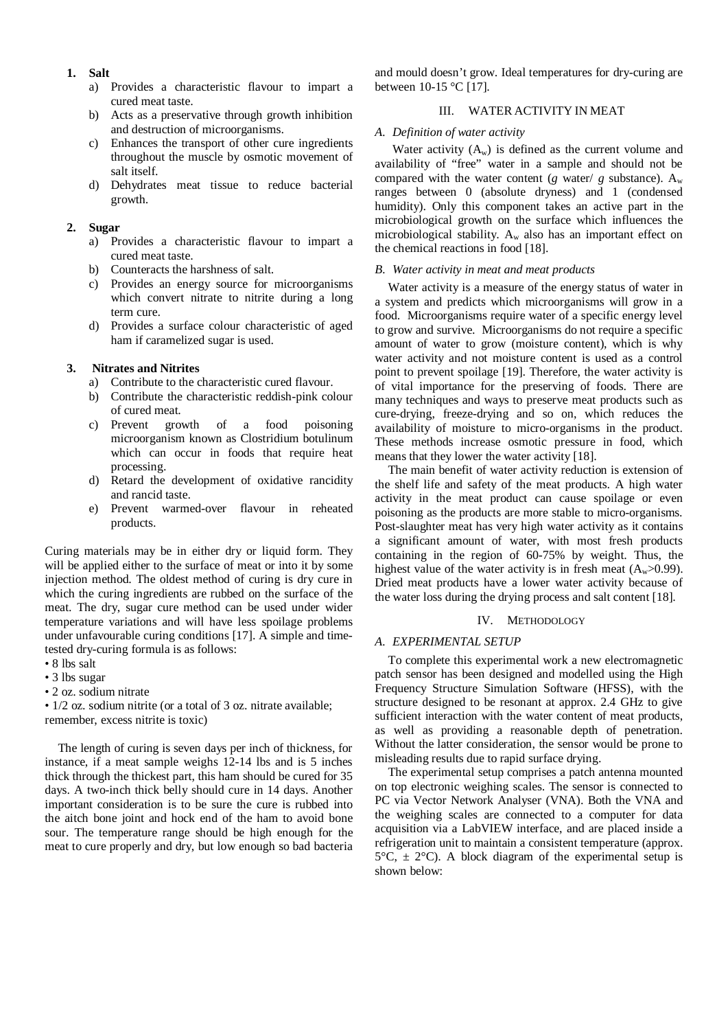1. **Salt**
    a) Provides a characteristic flavour to impart a cured meat taste.
    b) Acts as a preservative through growth inhibition and destruction of microorganisms.
    c) Enhances the transport of other cure ingredients throughout the muscle by osmotic movement of salt itself.
    d) Dehydrates meat tissue to reduce bacterial growth.

2. **Sugar**
    a) Provides a characteristic flavour to impart a cured meat taste.
    b) Counteracts the harshness of salt.
    c) Provides an energy source for microorganisms which convert nitrate to nitrite during a long term cure.
    d) Provides a surface colour characteristic of aged ham if caramelized sugar is used.

3. **Nitrates and Nitrites**
    a) Contribute to the characteristic cured flavour.
    b) Contribute the characteristic reddish-pink colour of cured meat.
    c) Prevent growth of a food poisoning microorganism known as Clostridium botulinum which can occur in foods that require heat processing.
    d) Retard the development of oxidative rancidity and rancid taste.
    e) Prevent warmed-over flavour in reheated products.

Curing materials may be in either dry or liquid form. They will be applied either to the surface of meat or into it by some injection method. The oldest method of curing is dry cure in which the curing ingredients are rubbed on the surface of the meat. The dry, sugar cure method can be used under wider temperature variations and will have less spoilage problems under unfavourable curing conditions [17]. A simple and time-tested dry-curing formula is as follows:

- 8 lbs salt
- 3 lbs sugar
- 2 oz. sodium nitrate
- 1/2 oz. sodium nitrite (or a total of 3 oz. nitrate available; remember, excess nitrite is toxic)

The length of curing is seven days per inch of thickness, for instance, if a meat sample weighs 12-14 lbs and is 5 inches thick through the thickest part, this ham should be cured for 35 days. A two-inch thick belly should cure in 14 days. Another important consideration is to be sure the cure is rubbed into the aitch bone joint and hock end of the ham to avoid bone sour. The temperature range should be high enough for the meat to cure properly and dry, but low enough so bad bacteria and mould doesn't grow. Ideal temperatures for dry-curing are between 10-15 °C [17].

## III. WATER ACTIVITY IN MEAT

### *A. Definition of water activity*

Water activity ($A_w$) is defined as the current volume and availability of "free" water in a sample and should not be compared with the water content (*g* water/ *g* substance). $A_w$ ranges between 0 (absolute dryness) and 1 (condensed humidity). Only this component takes an active part in the microbiological growth on the surface which influences the microbiological stability. $A_w$ also has an important effect on the chemical reactions in food [18].

### *B. Water activity in meat and meat products*

Water activity is a measure of the energy status of water in a system and predicts which microorganisms will grow in a food. Microorganisms require water of a specific energy level to grow and survive. Microorganisms do not require a specific amount of water to grow (moisture content), which is why water activity and not moisture content is used as a control point to prevent spoilage [19]. Therefore, the water activity is of vital importance for the preserving of foods. There are many techniques and ways to preserve meat products such as cure-drying, freeze-drying and so on, which reduces the availability of moisture to micro-organisms in the product. These methods increase osmotic pressure in food, which means that they lower the water activity [18].

The main benefit of water activity reduction is extension of the shelf life and safety of the meat products. A high water activity in the meat product can cause spoilage or even poisoning as the products are more stable to micro-organisms. Post-slaughter meat has very high water activity as it contains a significant amount of water, with most fresh products containing in the region of 60-75% by weight. Thus, the highest value of the water activity is in fresh meat ($A_w$>0.99). Dried meat products have a lower water activity because of the water loss during the drying process and salt content [18].

## IV. METHODOLOGY

### *A. EXPERIMENTAL SETUP*

To complete this experimental work a new electromagnetic patch sensor has been designed and modelled using the High Frequency Structure Simulation Software (HFSS), with the structure designed to be resonant at approx. 2.4 GHz to give sufficient interaction with the water content of meat products, as well as providing a reasonable depth of penetration. Without the latter consideration, the sensor would be prone to misleading results due to rapid surface drying.

The experimental setup comprises a patch antenna mounted on top electronic weighing scales. The sensor is connected to PC via Vector Network Analyser (VNA). Both the VNA and the weighing scales are connected to a computer for data acquisition via a LabVIEW interface, and are placed inside a refrigeration unit to maintain a consistent temperature (approx. 5°C, ± 2°C). A block diagram of the experimental setup is shown below: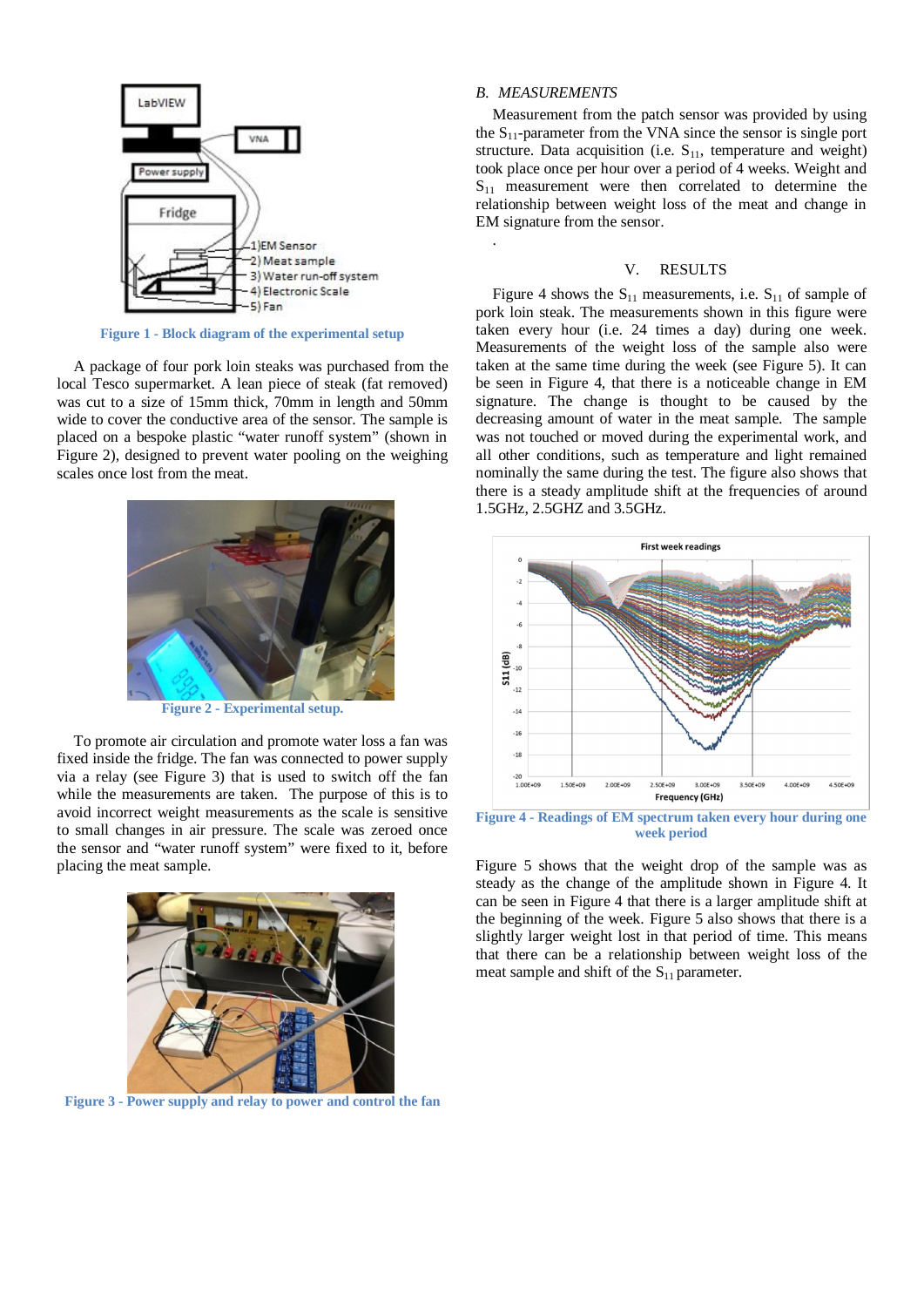Figure 1 - Block diagram of the experimental setup

A package of four pork loin steaks was purchased from the local Tesco supermarket. A lean piece of steak (fat removed) was cut to a size of 15mm thick, 70mm in length and 50mm wide to cover the conductive area of the sensor. The sample is placed on a bespoke plastic "water runoff system" (shown in Figure 2), designed to prevent water pooling on the weighing scales once lost from the meat.

Figure 2 - Experimental setup.

To promote air circulation and promote water loss a fan was fixed inside the fridge. The fan was connected to power supply via a relay (see Figure 3) that is used to switch off the fan while the measurements are taken. The purpose of this is to avoid incorrect weight measurements as the scale is sensitive to small changes in air pressure. The scale was zeroed once the sensor and "water runoff system" were fixed to it, before placing the meat sample.

Figure 3 - Power supply and relay to power and control the fan

## *B. MEASUREMENTS*

Measurement from the patch sensor was provided by using the $S_{11}$-parameter from the VNA since the sensor is single port structure. Data acquisition (i.e. $S_{11}$, temperature and weight) took place once per hour over a period of 4 weeks. Weight and $S_{11}$ measurement were then correlated to determine the relationship between weight loss of the meat and change in EM signature from the sensor.

.

# V. RESULTS

Figure 4 shows the $S_{11}$ measurements, i.e. $S_{11}$ of sample of pork loin steak. The measurements shown in this figure were taken every hour (i.e. 24 times a day) during one week. Measurements of the weight loss of the sample also were taken at the same time during the week (see Figure 5). It can be seen in Figure 4, that there is a noticeable change in EM signature. The change is thought to be caused by the decreasing amount of water in the meat sample. The sample was not touched or moved during the experimental work, and all other conditions, such as temperature and light remained nominally the same during the test. The figure also shows that there is a steady amplitude shift at the frequencies of around 1.5GHz, 2.5GHZ and 3.5GHz.

Figure 4 - Readings of EM spectrum taken every hour during one week period

Figure 5 shows that the weight drop of the sample was as steady as the change of the amplitude shown in Figure 4. It can be seen in Figure 4 that there is a larger amplitude shift at the beginning of the week. Figure 5 also shows that there is a slightly larger weight lost in that period of time. This means that there can be a relationship between weight loss of the meat sample and shift of the $S_{11}$ parameter.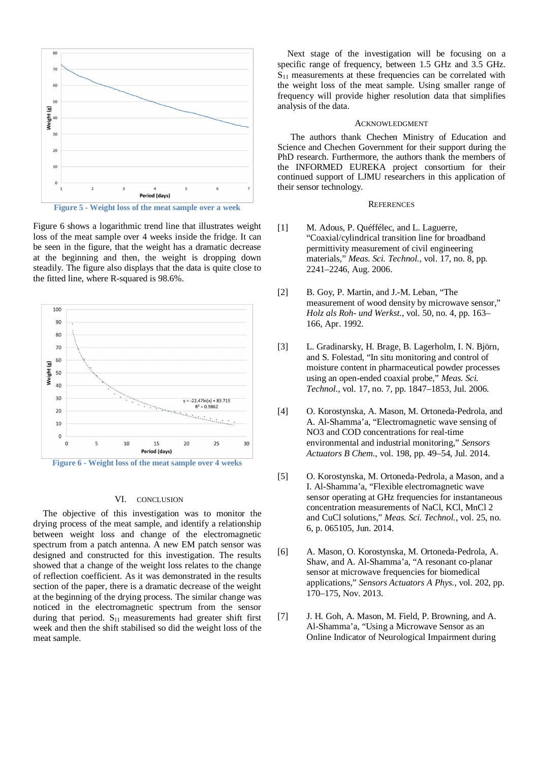Figure 5 - Weight loss of the meat sample over a week

Figure 6 shows a logarithmic trend line that illustrates weight loss of the meat sample over 4 weeks inside the fridge. It can be seen in the figure, that the weight has a dramatic decrease at the beginning and then, the weight is dropping down steadily. The figure also displays that the data is quite close to the fitted line, where R-squared is 98.6%.

Figure 6 - Weight loss of the meat sample over 4 weeks

## VI. CONCLUSION

The objective of this investigation was to monitor the drying process of the meat sample, and identify a relationship between weight loss and change of the electromagnetic spectrum from a patch antenna. A new EM patch sensor was designed and constructed for this investigation. The results showed that a change of the weight loss relates to the change of reflection coefficient. As it was demonstrated in the results section of the paper, there is a dramatic decrease of the weight at the beginning of the drying process. The similar change was noticed in the electromagnetic spectrum from the sensor during that period. $S_{11}$ measurements had greater shift first week and then the shift stabilised so did the weight loss of the meat sample.

Next stage of the investigation will be focusing on a specific range of frequency, between 1.5 GHz and 3.5 GHz. $S_{11}$ measurements at these frequencies can be correlated with the weight loss of the meat sample. Using smaller range of frequency will provide higher resolution data that simplifies analysis of the data.

## ACKNOWLEDGMENT

The authors thank Chechen Ministry of Education and Science and Chechen Government for their support during the PhD research. Furthermore, the authors thank the members of the INFORMED EUREKA project consortium for their continued support of LJMU researchers in this application of their sensor technology.

## REFERENCES

[1] M. Adous, P. Quéffélec, and L. Laguerre, “Coaxial/cylindrical transition line for broadband permittivity measurement of civil engineering materials,” *Meas. Sci. Technol.*, vol. 17, no. 8, pp. 2241–2246, Aug. 2006.

[2] B. Goy, P. Martin, and J.-M. Leban, “The measurement of wood density by microwave sensor,” *Holz als Roh- und Werkst.*, vol. 50, no. 4, pp. 163–166, Apr. 1992.

[3] L. Gradinarsky, H. Brage, B. Lagerholm, I. N. Björn, and S. Folestad, “In situ monitoring and control of moisture content in pharmaceutical powder processes using an open-ended coaxial probe,” *Meas. Sci. Technol.*, vol. 17, no. 7, pp. 1847–1853, Jul. 2006.

[4] O. Korostynska, A. Mason, M. Ortoneda-Pedrola, and A. Al-Shamma’a, “Electromagnetic wave sensing of NO3 and COD concentrations for real-time environmental and industrial monitoring,” *Sensors Actuators B Chem.*, vol. 198, pp. 49–54, Jul. 2014.

[5] O. Korostynska, M. Ortoneda-Pedrola, a Mason, and a I. Al-Shamma’a, “Flexible electromagnetic wave sensor operating at GHz frequencies for instantaneous concentration measurements of NaCl, KCl, MnCl 2 and CuCl solutions,” *Meas. Sci. Technol.*, vol. 25, no. 6, p. 065105, Jun. 2014.

[6] A. Mason, O. Korostynska, M. Ortoneda-Pedrola, A. Shaw, and A. Al-Shamma’a, “A resonant co-planar sensor at microwave frequencies for biomedical applications,” *Sensors Actuators A Phys.*, vol. 202, pp. 170–175, Nov. 2013.

[7] J. H. Goh, A. Mason, M. Field, P. Browning, and A. Al-Shamma’a, “Using a Microwave Sensor as an Online Indicator of Neurological Impairment during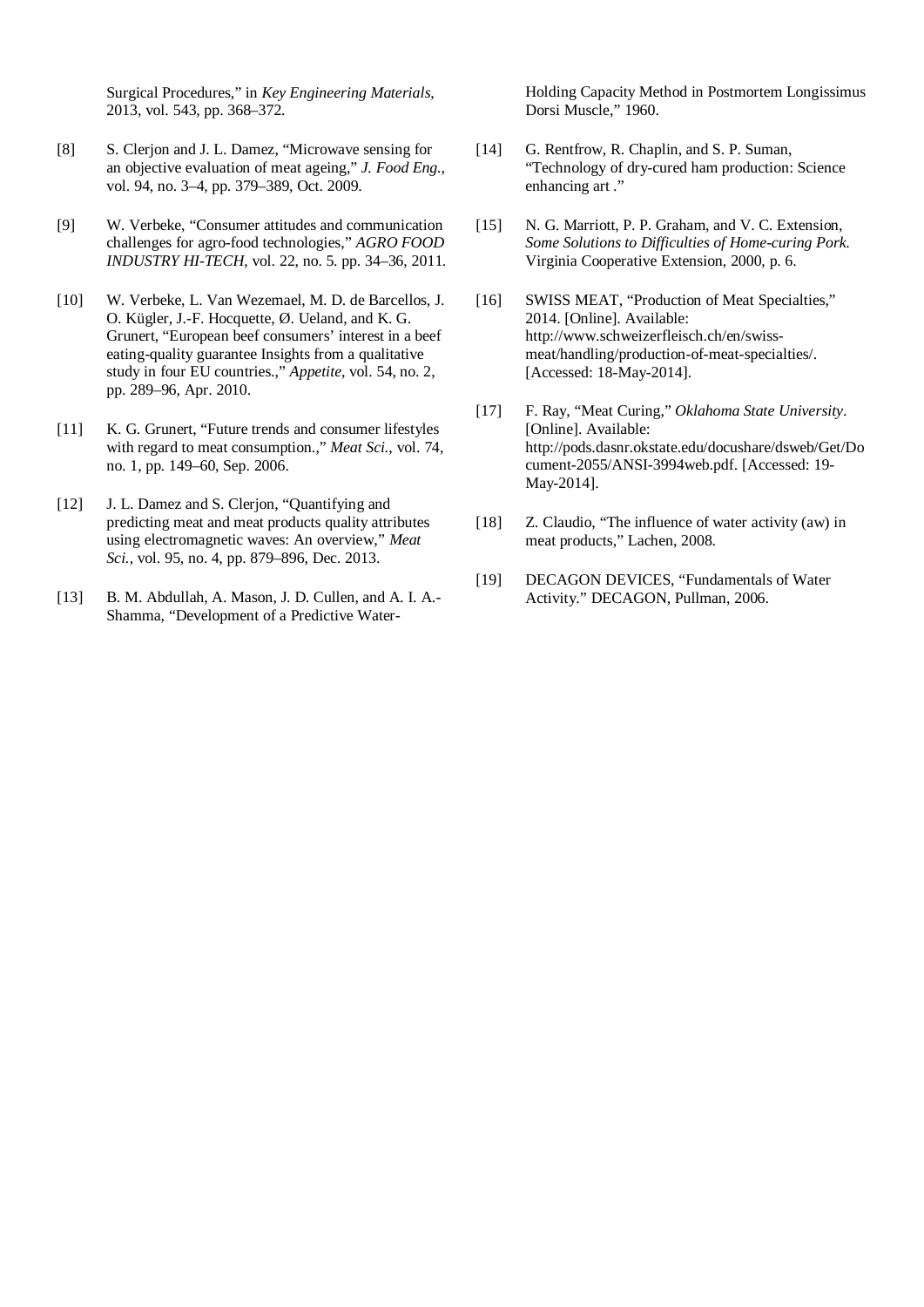Surgical Procedures," in *Key Engineering Materials*, 2013, vol. 543, pp. 368–372.

[8] S. Clerjon and J. L. Damez, "Microwave sensing for an objective evaluation of meat ageing," *J. Food Eng.*, vol. 94, no. 3–4, pp. 379–389, Oct. 2009.

[9] W. Verbeke, "Consumer attitudes and communication challenges for agro-food technologies," *AGRO FOOD INDUSTRY HI-TECH*, vol. 22, no. 5. pp. 34–36, 2011.

[10] W. Verbeke, L. Van Wezemael, M. D. de Barcellos, J. O. Kügler, J.-F. Hocquette, Ø. Ueland, and K. G. Grunert, "European beef consumers' interest in a beef eating-quality guarantee Insights from a qualitative study in four EU countries.," *Appetite*, vol. 54, no. 2, pp. 289–96, Apr. 2010.

[11] K. G. Grunert, "Future trends and consumer lifestyles with regard to meat consumption.," *Meat Sci.*, vol. 74, no. 1, pp. 149–60, Sep. 2006.

[12] J. L. Damez and S. Clerjon, "Quantifying and predicting meat and meat products quality attributes using electromagnetic waves: An overview," *Meat Sci.*, vol. 95, no. 4, pp. 879–896, Dec. 2013.

[13] B. M. Abdullah, A. Mason, J. D. Cullen, and A. I. A.-Shamma, "Development of a Predictive Water-Holding Capacity Method in Postmortem Longissimus Dorsi Muscle," 1960.

[14] G. Rentfrow, R. Chaplin, and S. P. Suman, "Technology of dry-cured ham production: Science enhancing art ."

[15] N. G. Marriott, P. P. Graham, and V. C. Extension, *Some Solutions to Difficulties of Home-curing Pork.* Virginia Cooperative Extension, 2000, p. 6.

[16] SWISS MEAT, "Production of Meat Specialties," 2014. [Online]. Available: http://www.schweizerfleisch.ch/en/swiss-meat/handling/production-of-meat-specialties/. [Accessed: 18-May-2014].

[17] F. Ray, "Meat Curing," *Oklahoma State University*. [Online]. Available: http://pods.dasnr.okstate.edu/docushare/dsweb/Get/Document-2055/ANSI-3994web.pdf. [Accessed: 19-May-2014].

[18] Z. Claudio, "The influence of water activity (aw) in meat products," Lachen, 2008.

[19] DECAGON DEVICES, "Fundamentals of Water Activity." DECAGON, Pullman, 2006.